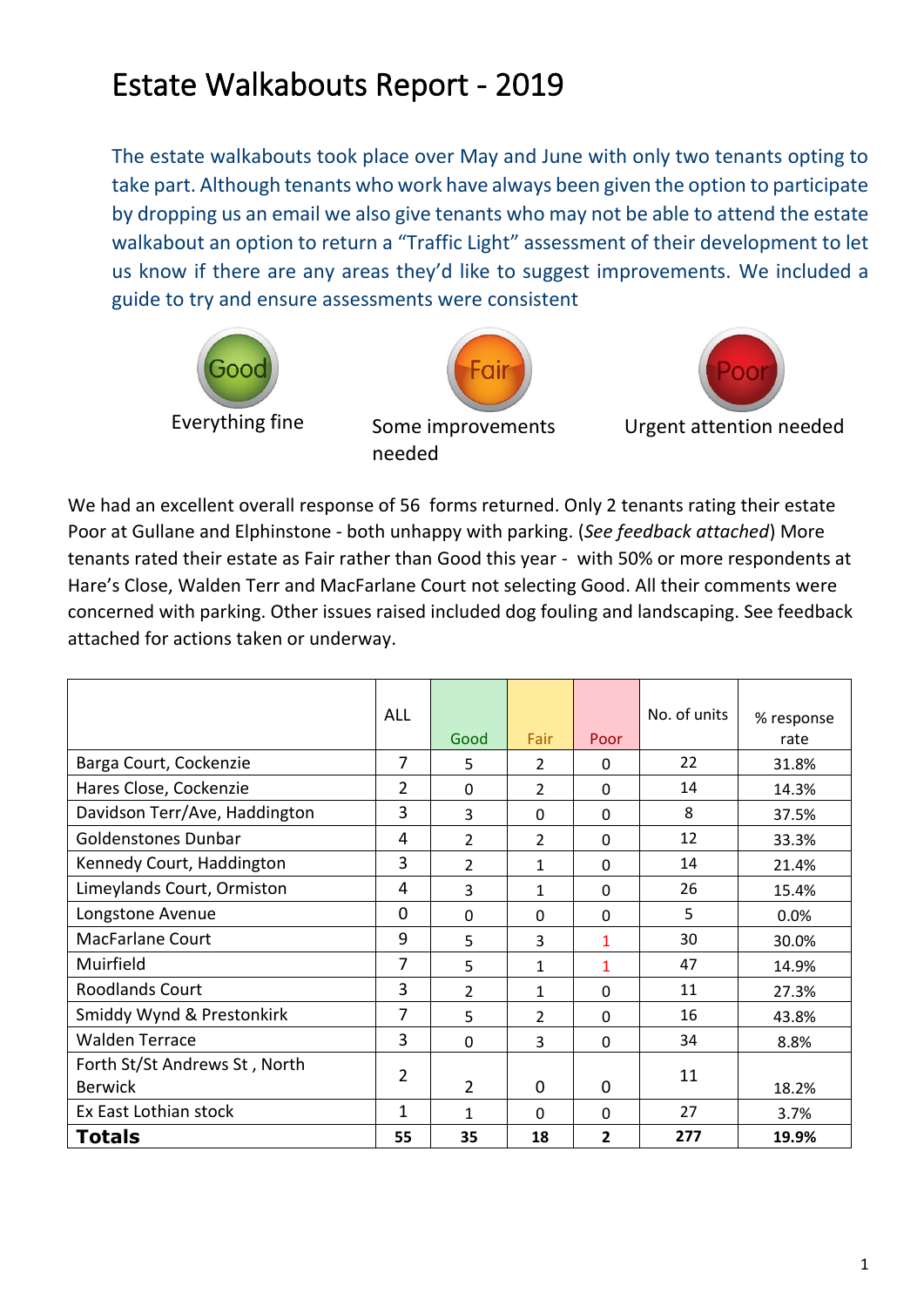# Estate Walkabouts Report - 2019

The estate walkabouts took place over May and June with only two tenants opting to take part. Although tenants who work have always been given the option to participate by dropping us an email we also give tenants who may not be able to attend the estate walkabout an option to return a "Traffic Light" assessment of their development to let us know if there are any areas they'd like to suggest improvements. We included a guide to try and ensure assessments were consistent

Good — Everything fine

Fair — Some improvements needed

Poor — Urgent attention needed

We had an excellent overall response of 56 forms returned. Only 2 tenants rating their estate Poor at Gullane and Elphinstone - both unhappy with parking. (*See feedback attached*) More tenants rated their estate as Fair rather than Good this year - with 50% or more respondents at Hare's Close, Walden Terr and MacFarlane Court not selecting Good. All their comments were concerned with parking. Other issues raised included dog fouling and landscaping. See feedback attached for actions taken or underway.

| | ALL | Good | Fair | Poor | No. of units | % response rate |
|---|---|---|---|---|---|---|
| Barga Court, Cockenzie | 7 | 5 | 2 | 0 | 22 | 31.8% |
| Hares Close, Cockenzie | 2 | 0 | 2 | 0 | 14 | 14.3% |
| Davidson Terr/Ave, Haddington | 3 | 3 | 0 | 0 | 8 | 37.5% |
| Goldenstones Dunbar | 4 | 2 | 2 | 0 | 12 | 33.3% |
| Kennedy Court, Haddington | 3 | 2 | 1 | 0 | 14 | 21.4% |
| Limeylands Court, Ormiston | 4 | 3 | 1 | 0 | 26 | 15.4% |
| Longstone Avenue | 0 | 0 | 0 | 0 | 5 | 0.0% |
| MacFarlane Court | 9 | 5 | 3 | 1 | 30 | 30.0% |
| Muirfield | 7 | 5 | 1 | 1 | 47 | 14.9% |
| Roodlands Court | 3 | 2 | 1 | 0 | 11 | 27.3% |
| Smiddy Wynd & Prestonkirk | 7 | 5 | 2 | 0 | 16 | 43.8% |
| Walden Terrace | 3 | 0 | 3 | 0 | 34 | 8.8% |
| Forth St/St Andrews St , North Berwick | 2 | 2 | 0 | 0 | 11 | 18.2% |
| Ex East Lothian stock | 1 | 1 | 0 | 0 | 27 | 3.7% |
| **Totals** | **55** | **35** | **18** | **2** | **277** | **19.9%** |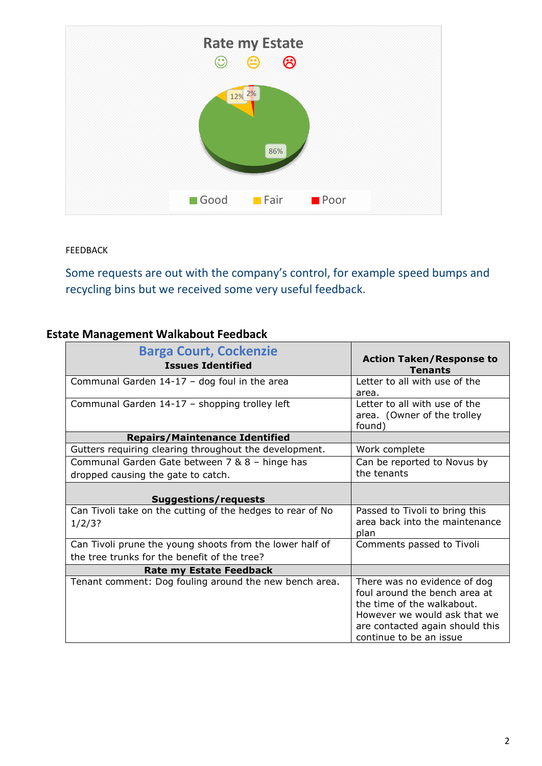## Rate my Estate

☺ 😐 ☹

- Good: 86%
- Fair: 12%
- Poor: 2%

FEEDBACK

Some requests are out with the company's control, for example speed bumps and recycling bins but we received some very useful feedback.

## Estate Management Walkabout Feedback

| **Barga Court, Cockenzie** **Issues Identified** | **Action Taken/Response to Tenants** |
|---|---|
| Communal Garden 14-17 – dog foul in the area | Letter to all with use of the area. |
| Communal Garden 14-17 – shopping trolley left | Letter to all with use of the area. (Owner of the trolley found) |
| **Repairs/Maintenance Identified** | |
| Gutters requiring clearing throughout the development. | Work complete |
| Communal Garden Gate between 7 & 8 – hinge has dropped causing the gate to catch. | Can be reported to Novus by the tenants |
| **Suggestions/requests** | |
| Can Tivoli take on the cutting of the hedges to rear of No 1/2/3? | Passed to Tivoli to bring this area back into the maintenance plan |
| Can Tivoli prune the young shoots from the lower half of the tree trunks for the benefit of the tree? | Comments passed to Tivoli |
| **Rate my Estate Feedback** | |
| Tenant comment: Dog fouling around the new bench area. | There was no evidence of dog foul around the bench area at the time of the walkabout. However we would ask that we are contacted again should this continue to be an issue |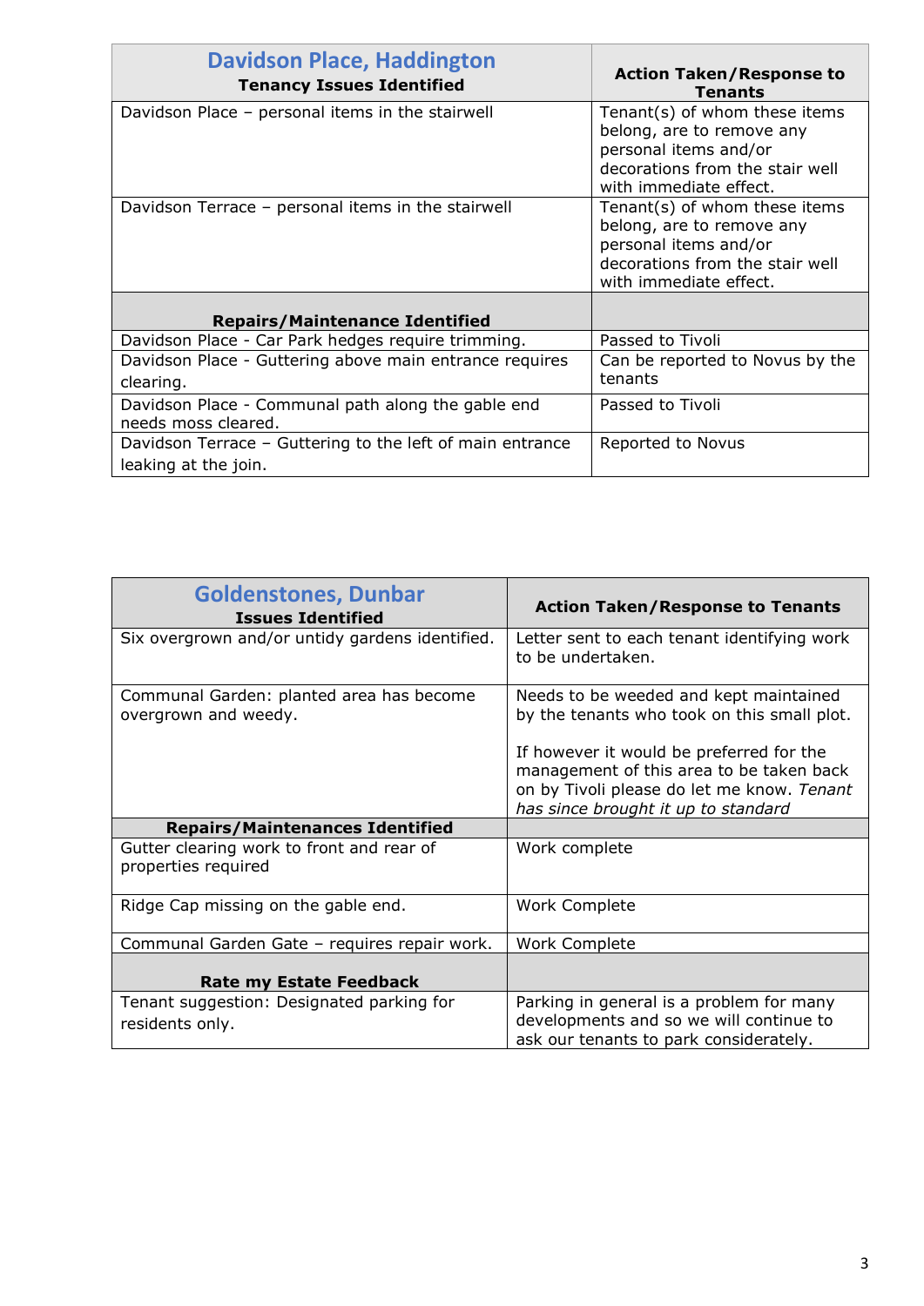| **Davidson Place, Haddington**<br>**Tenancy Issues Identified** | **Action Taken/Response to Tenants** |
|---|---|
| Davidson Place – personal items in the stairwell | Tenant(s) of whom these items belong, are to remove any personal items and/or decorations from the stair well with immediate effect. |
| Davidson Terrace – personal items in the stairwell | Tenant(s) of whom these items belong, are to remove any personal items and/or decorations from the stair well with immediate effect. |
| **Repairs/Maintenance Identified** | |
| Davidson Place - Car Park hedges require trimming. | Passed to Tivoli |
| Davidson Place - Guttering above main entrance requires clearing. | Can be reported to Novus by the tenants |
| Davidson Place - Communal path along the gable end needs moss cleared. | Passed to Tivoli |
| Davidson Terrace – Guttering to the left of main entrance leaking at the join. | Reported to Novus |

| **Goldenstones, Dunbar**<br>**Issues Identified** | **Action Taken/Response to Tenants** |
|---|---|
| Six overgrown and/or untidy gardens identified. | Letter sent to each tenant identifying work to be undertaken. |
| Communal Garden: planted area has become overgrown and weedy. | Needs to be weeded and kept maintained by the tenants who took on this small plot.<br><br>If however it would be preferred for the management of this area to be taken back on by Tivoli please do let me know. *Tenant has since brought it up to standard* |
| **Repairs/Maintenances Identified** | |
| Gutter clearing work to front and rear of properties required | Work complete |
| Ridge Cap missing on the gable end. | Work Complete |
| Communal Garden Gate – requires repair work. | Work Complete |
| **Rate my Estate Feedback** | |
| Tenant suggestion: Designated parking for residents only. | Parking in general is a problem for many developments and so we will continue to ask our tenants to park considerately. |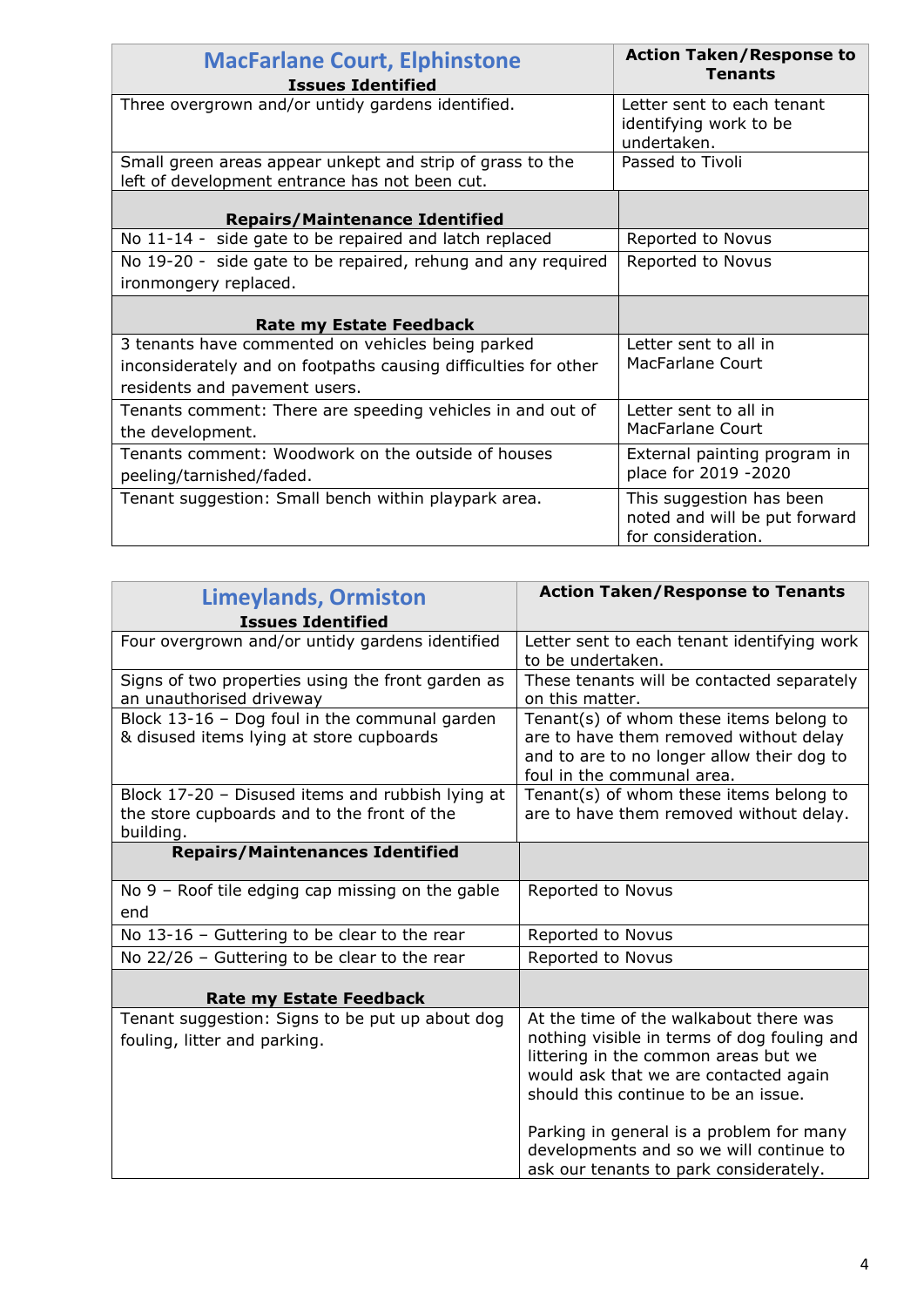| MacFarlane Court, Elphinstone<br>**Issues Identified** | **Action Taken/Response to Tenants** |
|---|---|
| Three overgrown and/or untidy gardens identified. | Letter sent to each tenant identifying work to be undertaken. |
| Small green areas appear unkept and strip of grass to the left of development entrance has not been cut. | Passed to Tivoli |
| **Repairs/Maintenance Identified** | |
| No 11-14 - side gate to be repaired and latch replaced | Reported to Novus |
| No 19-20 - side gate to be repaired, rehung and any required ironmongery replaced. | Reported to Novus |
| **Rate my Estate Feedback** | |
| 3 tenants have commented on vehicles being parked inconsiderately and on footpaths causing difficulties for other residents and pavement users. | Letter sent to all in MacFarlane Court |
| Tenants comment: There are speeding vehicles in and out of the development. | Letter sent to all in MacFarlane Court |
| Tenants comment: Woodwork on the outside of houses peeling/tarnished/faded. | External painting program in place for 2019 -2020 |
| Tenant suggestion: Small bench within playpark area. | This suggestion has been noted and will be put forward for consideration. |

| Limeylands, Ormiston<br>**Issues Identified** | **Action Taken/Response to Tenants** |
|---|---|
| Four overgrown and/or untidy gardens identified | Letter sent to each tenant identifying work to be undertaken. |
| Signs of two properties using the front garden as an unauthorised driveway | These tenants will be contacted separately on this matter. |
| Block 13-16 – Dog foul in the communal garden & disused items lying at store cupboards | Tenant(s) of whom these items belong to are to have them removed without delay and to are to no longer allow their dog to foul in the communal area. |
| Block 17-20 – Disused items and rubbish lying at the store cupboards and to the front of the building. | Tenant(s) of whom these items belong to are to have them removed without delay. |
| **Repairs/Maintenances Identified** | |
| No 9 – Roof tile edging cap missing on the gable end | Reported to Novus |
| No 13-16 – Guttering to be clear to the rear | Reported to Novus |
| No 22/26 – Guttering to be clear to the rear | Reported to Novus |
| **Rate my Estate Feedback** | |
| Tenant suggestion: Signs to be put up about dog fouling, litter and parking. | At the time of the walkabout there was nothing visible in terms of dog fouling and littering in the common areas but we would ask that we are contacted again should this continue to be an issue.<br><br>Parking in general is a problem for many developments and so we will continue to ask our tenants to park considerately. |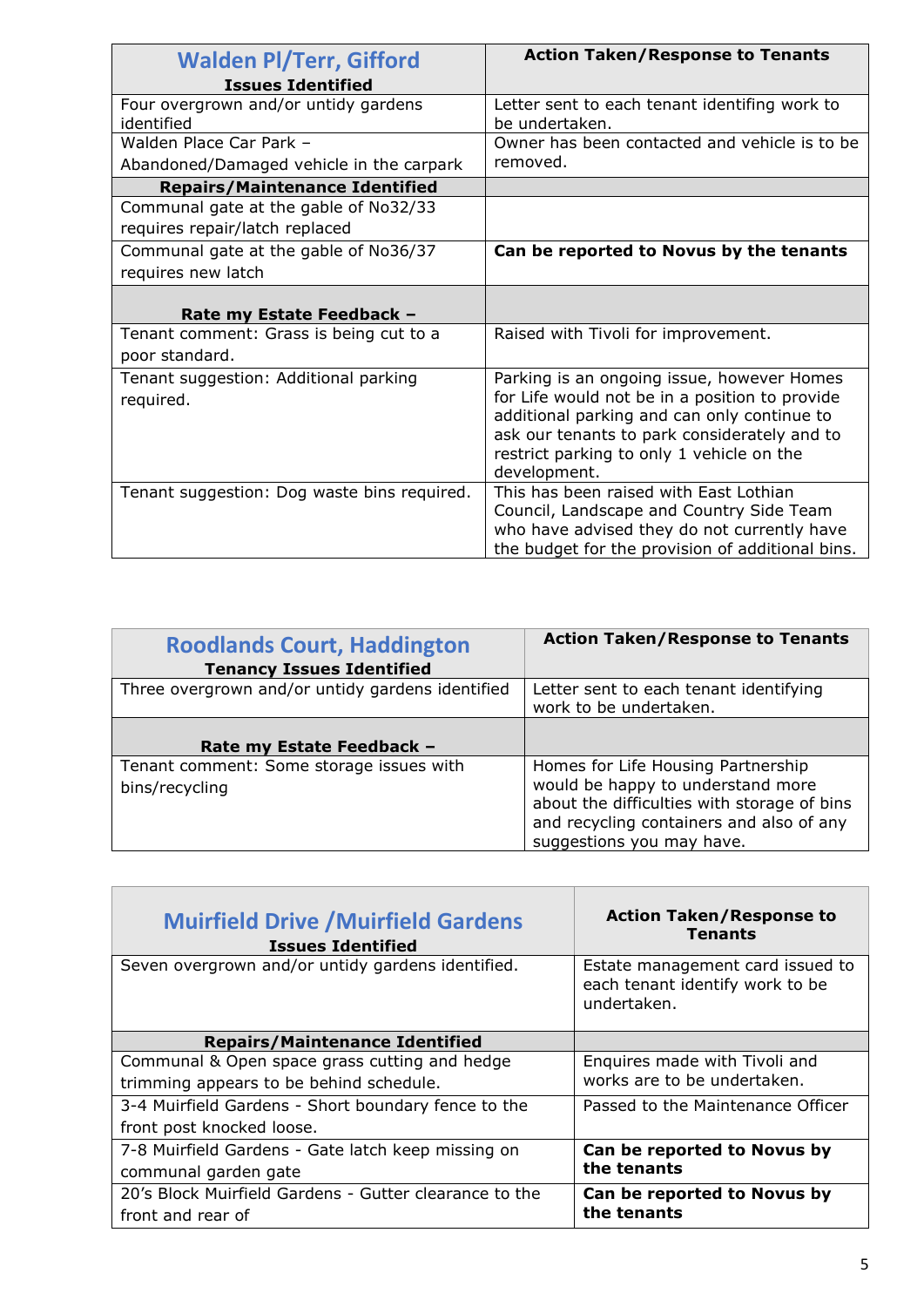| **Walden Pl/Terr, Gifford**<br>**Issues Identified** | **Action Taken/Response to Tenants** |
|---|---|
| Four overgrown and/or untidy gardens identified | Letter sent to each tenant identifing work to be undertaken. |
| Walden Place Car Park – Abandoned/Damaged vehicle in the carpark | Owner has been contacted and vehicle is to be removed. |
| **Repairs/Maintenance Identified** | |
| Communal gate at the gable of No32/33 requires repair/latch replaced | |
| Communal gate at the gable of No36/37 requires new latch | **Can be reported to Novus by the tenants** |
| **Rate my Estate Feedback –** | |
| Tenant comment: Grass is being cut to a poor standard. | Raised with Tivoli for improvement. |
| Tenant suggestion: Additional parking required. | Parking is an ongoing issue, however Homes for Life would not be in a position to provide additional parking and can only continue to ask our tenants to park considerately and to restrict parking to only 1 vehicle on the development. |
| Tenant suggestion: Dog waste bins required. | This has been raised with East Lothian Council, Landscape and Country Side Team who have advised they do not currently have the budget for the provision of additional bins. |

| **Roodlands Court, Haddington**<br>**Tenancy Issues Identified** | **Action Taken/Response to Tenants** |
|---|---|
| Three overgrown and/or untidy gardens identified | Letter sent to each tenant identifying work to be undertaken. |
| **Rate my Estate Feedback –** | |
| Tenant comment: Some storage issues with bins/recycling | Homes for Life Housing Partnership would be happy to understand more about the difficulties with storage of bins and recycling containers and also of any suggestions you may have. |

| **Muirfield Drive /Muirfield Gardens**<br>**Issues Identified** | **Action Taken/Response to Tenants** |
|---|---|
| Seven overgrown and/or untidy gardens identified. | Estate management card issued to each tenant identify work to be undertaken. |
| **Repairs/Maintenance Identified** | |
| Communal & Open space grass cutting and hedge trimming appears to be behind schedule. | Enquires made with Tivoli and works are to be undertaken. |
| 3-4 Muirfield Gardens - Short boundary fence to the front post knocked loose. | Passed to the Maintenance Officer |
| 7-8 Muirfield Gardens - Gate latch keep missing on communal garden gate | **Can be reported to Novus by the tenants** |
| 20's Block Muirfield Gardens - Gutter clearance to the front and rear of | **Can be reported to Novus by the tenants** |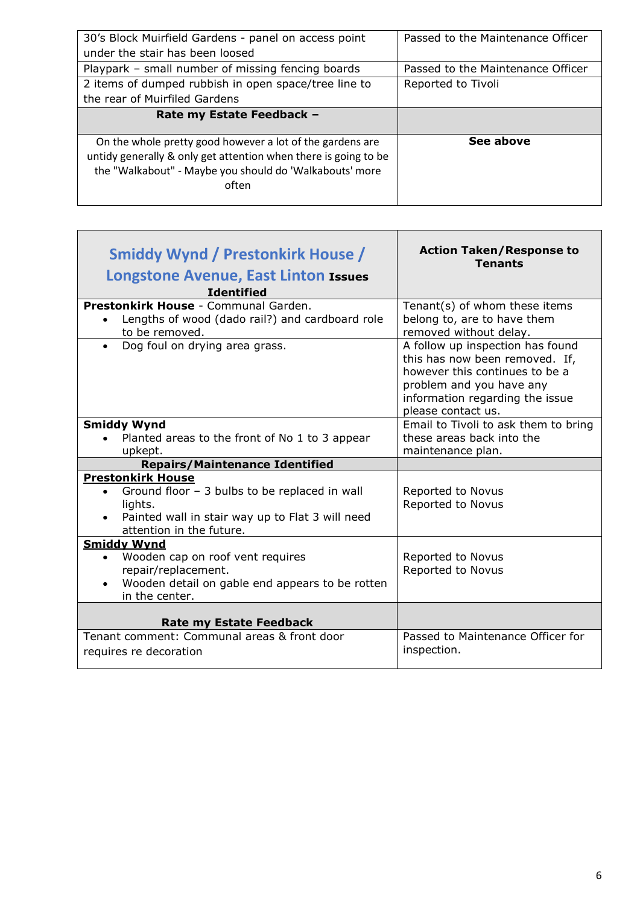| | |
|---|---|
| 30's Block Muirfield Gardens - panel on access point under the stair has been loosed | Passed to the Maintenance Officer |
| Playpark – small number of missing fencing boards | Passed to the Maintenance Officer |
| 2 items of dumped rubbish in open space/tree line to the rear of Muirfiled Gardens | Reported to Tivoli |
| **Rate my Estate Feedback –** | |
| On the whole pretty good however a lot of the gardens are untidy generally & only get attention when there is going to be the "Walkabout" - Maybe you should do 'Walkabouts' more often | **See above** |

| **Smiddy Wynd / Prestonkirk House / Longstone Avenue, East Linton Issues Identified** | **Action Taken/Response to Tenants** |
|---|---|
| **Prestonkirk House** - Communal Garden.<br>• Lengths of wood (dado rail?) and cardboard role to be removed. | Tenant(s) of whom these items belong to, are to have them removed without delay. |
| • Dog foul on drying area grass. | A follow up inspection has found this has now been removed. If, however this continues to be a problem and you have any information regarding the issue please contact us. |
| **Smiddy Wynd**<br>• Planted areas to the front of No 1 to 3 appear upkept. | Email to Tivoli to ask them to bring these areas back into the maintenance plan. |
| **Repairs/Maintenance Identified** | |
| **Prestonkirk House**<br>• Ground floor – 3 bulbs to be replaced in wall lights.<br>• Painted wall in stair way up to Flat 3 will need attention in the future. | Reported to Novus<br>Reported to Novus |
| **Smiddy Wynd**<br>• Wooden cap on roof vent requires repair/replacement.<br>• Wooden detail on gable end appears to be rotten in the center. | Reported to Novus<br>Reported to Novus |
| **Rate my Estate Feedback** | |
| Tenant comment: Communal areas & front door requires re decoration | Passed to Maintenance Officer for inspection. |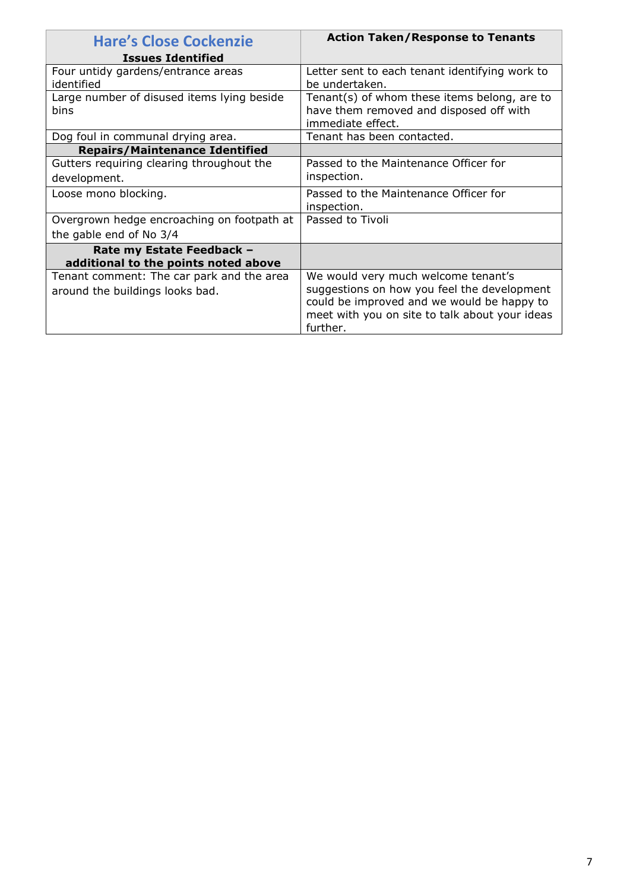| Hare's Close Cockenzie<br>**Issues Identified** | **Action Taken/Response to Tenants** |
|---|---|
| Four untidy gardens/entrance areas identified | Letter sent to each tenant identifying work to be undertaken. |
| Large number of disused items lying beside bins | Tenant(s) of whom these items belong, are to have them removed and disposed off with immediate effect. |
| Dog foul in communal drying area. | Tenant has been contacted. |
| **Repairs/Maintenance Identified** | |
| Gutters requiring clearing throughout the development. | Passed to the Maintenance Officer for inspection. |
| Loose mono blocking. | Passed to the Maintenance Officer for inspection. |
| Overgrown hedge encroaching on footpath at the gable end of No 3/4 | Passed to Tivoli |
| **Rate my Estate Feedback – additional to the points noted above** | |
| Tenant comment: The car park and the area around the buildings looks bad. | We would very much welcome tenant's suggestions on how you feel the development could be improved and we would be happy to meet with you on site to talk about your ideas further. |